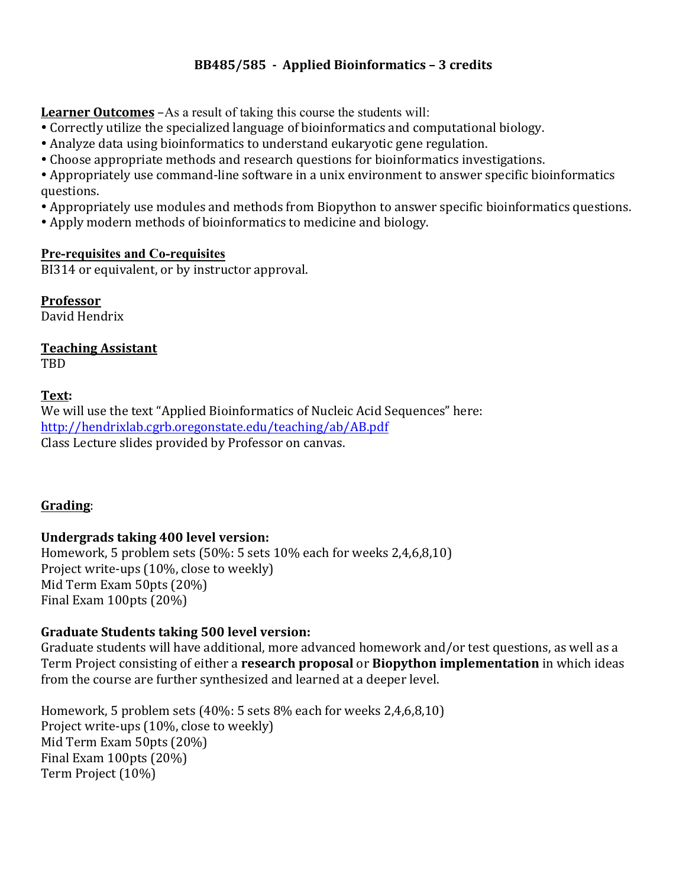# BB485/585 - Applied Bioinformatics – 3 credits

**Learner Outcomes** –As a result of taking this course the students will:

- Correctly utilize the specialized language of bioinformatics and computational biology.
- Analyze data using bioinformatics to understand eukaryotic gene regulation.
- Choose appropriate methods and research questions for bioinformatics investigations.
- Appropriately use command-line software in a unix environment to answer specific bioinformatics questions.
- Appropriately use modules and methods from Biopython to answer specific bioinformatics questions.
- Apply modern methods of bioinformatics to medicine and biology.

**Pre-requisites and Co-requisites**

BI314 or equivalent, or by instructor approval.

**Professor**

David Hendrix

**Teaching Assistant**

TBD

**Text:**

We will use the text "Applied Bioinformatics of Nucleic Acid Sequences" here:
[http://hendrixlab.cgrb.oregonstate.edu/teaching/ab/AB.pdf](http://hendrixlab.cgrb.oregonstate.edu/teaching/ab/AB.pdf)
Class Lecture slides provided by Professor on canvas.

**Grading**:

**Undergrads taking 400 level version:**

Homework, 5 problem sets (50%: 5 sets 10% each for weeks 2,4,6,8,10)
Project write-ups (10%, close to weekly)
Mid Term Exam 50pts (20%)
Final Exam 100pts (20%)

**Graduate Students taking 500 level version:**

Graduate students will have additional, more advanced homework and/or test questions, as well as a Term Project consisting of either a **research proposal** or **Biopython implementation** in which ideas from the course are further synthesized and learned at a deeper level.

Homework, 5 problem sets (40%: 5 sets 8% each for weeks 2,4,6,8,10)
Project write-ups (10%, close to weekly)
Mid Term Exam 50pts (20%)
Final Exam 100pts (20%)
Term Project (10%)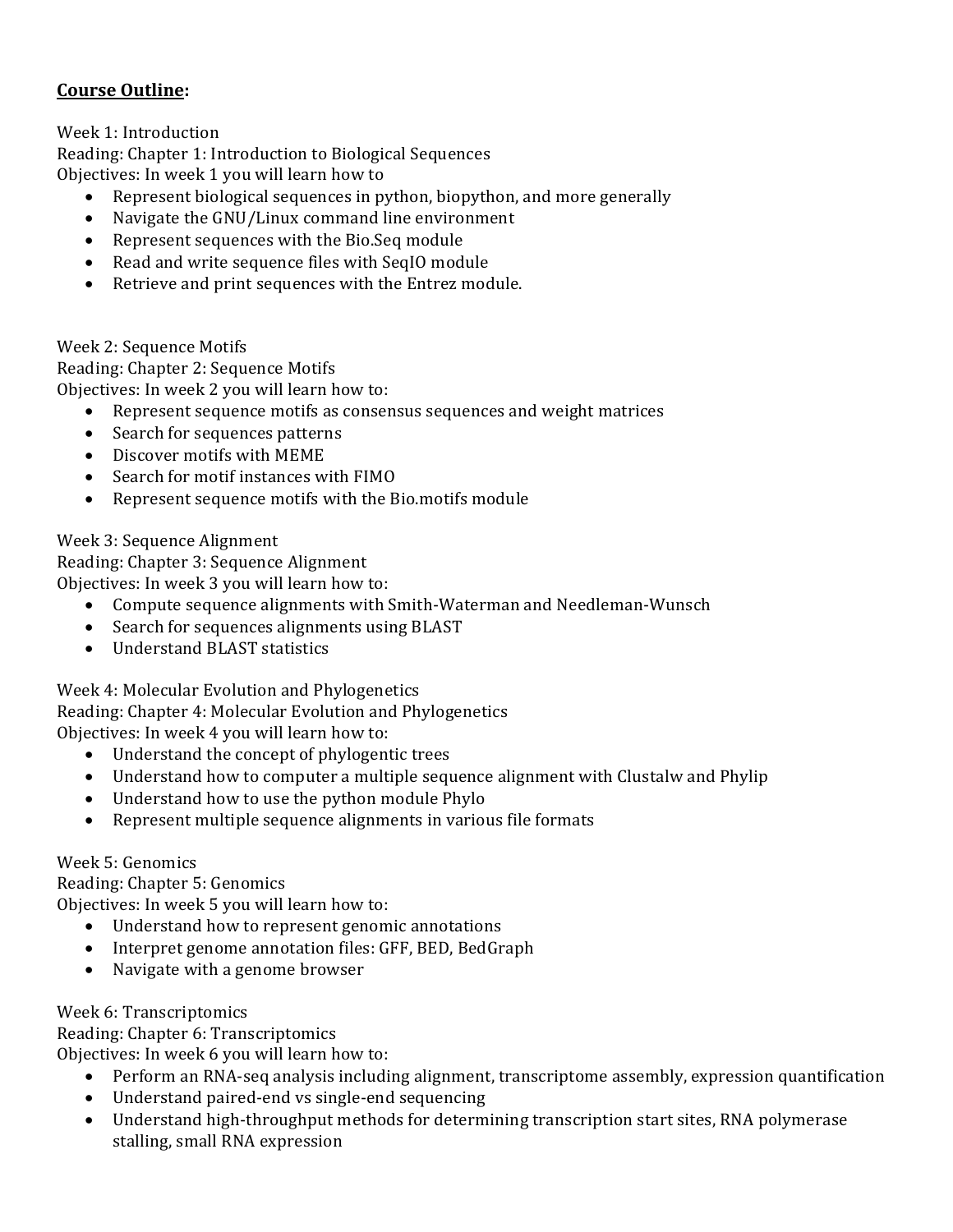**Course Outline:**

Week 1: Introduction
Reading: Chapter 1: Introduction to Biological Sequences
Objectives: In week 1 you will learn how to

- Represent biological sequences in python, biopython, and more generally
- Navigate the GNU/Linux command line environment
- Represent sequences with the Bio.Seq module
- Read and write sequence files with SeqIO module
- Retrieve and print sequences with the Entrez module.

Week 2: Sequence Motifs
Reading: Chapter 2: Sequence Motifs
Objectives: In week 2 you will learn how to:

- Represent sequence motifs as consensus sequences and weight matrices
- Search for sequences patterns
- Discover motifs with MEME
- Search for motif instances with FIMO
- Represent sequence motifs with the Bio.motifs module

Week 3: Sequence Alignment
Reading: Chapter 3: Sequence Alignment
Objectives: In week 3 you will learn how to:

- Compute sequence alignments with Smith-Waterman and Needleman-Wunsch
- Search for sequences alignments using BLAST
- Understand BLAST statistics

Week 4: Molecular Evolution and Phylogenetics
Reading: Chapter 4: Molecular Evolution and Phylogenetics
Objectives: In week 4 you will learn how to:

- Understand the concept of phylogentic trees
- Understand how to computer a multiple sequence alignment with Clustalw and Phylip
- Understand how to use the python module Phylo
- Represent multiple sequence alignments in various file formats

Week 5: Genomics
Reading: Chapter 5: Genomics
Objectives: In week 5 you will learn how to:

- Understand how to represent genomic annotations
- Interpret genome annotation files: GFF, BED, BedGraph
- Navigate with a genome browser

Week 6: Transcriptomics
Reading: Chapter 6: Transcriptomics
Objectives: In week 6 you will learn how to:

- Perform an RNA-seq analysis including alignment, transcriptome assembly, expression quantification
- Understand paired-end vs single-end sequencing
- Understand high-throughput methods for determining transcription start sites, RNA polymerase stalling, small RNA expression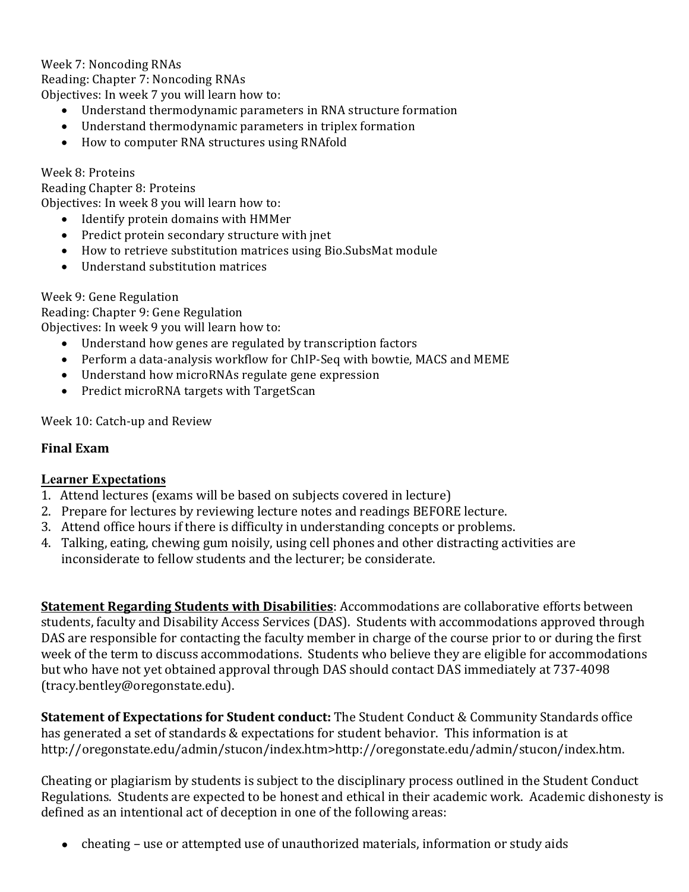Week 7: Noncoding RNAs
Reading: Chapter 7: Noncoding RNAs
Objectives: In week 7 you will learn how to:

- Understand thermodynamic parameters in RNA structure formation
- Understand thermodynamic parameters in triplex formation
- How to computer RNA structures using RNAfold

Week 8: Proteins
Reading Chapter 8: Proteins
Objectives: In week 8 you will learn how to:

- Identify protein domains with HMMer
- Predict protein secondary structure with jnet
- How to retrieve substitution matrices using Bio.SubsMat module
- Understand substitution matrices

Week 9: Gene Regulation
Reading: Chapter 9: Gene Regulation
Objectives: In week 9 you will learn how to:

- Understand how genes are regulated by transcription factors
- Perform a data-analysis workflow for ChIP-Seq with bowtie, MACS and MEME
- Understand how microRNAs regulate gene expression
- Predict microRNA targets with TargetScan

Week 10: Catch-up and Review

**Final Exam**

**<u>Learner Expectations</u>**

1. Attend lectures (exams will be based on subjects covered in lecture)
2. Prepare for lectures by reviewing lecture notes and readings BEFORE lecture.
3. Attend office hours if there is difficulty in understanding concepts or problems.
4. Talking, eating, chewing gum noisily, using cell phones and other distracting activities are inconsiderate to fellow students and the lecturer; be considerate.

**<u>Statement Regarding Students with Disabilities</u>**: Accommodations are collaborative efforts between students, faculty and Disability Access Services (DAS). Students with accommodations approved through DAS are responsible for contacting the faculty member in charge of the course prior to or during the first week of the term to discuss accommodations. Students who believe they are eligible for accommodations but who have not yet obtained approval through DAS should contact DAS immediately at 737-4098 (tracy.bentley@oregonstate.edu).

**Statement of Expectations for Student conduct:** The Student Conduct & Community Standards office has generated a set of standards & expectations for student behavior. This information is at http://oregonstate.edu/admin/stucon/index.htm>http://oregonstate.edu/admin/stucon/index.htm.

Cheating or plagiarism by students is subject to the disciplinary process outlined in the Student Conduct Regulations. Students are expected to be honest and ethical in their academic work. Academic dishonesty is defined as an intentional act of deception in one of the following areas:

- cheating – use or attempted use of unauthorized materials, information or study aids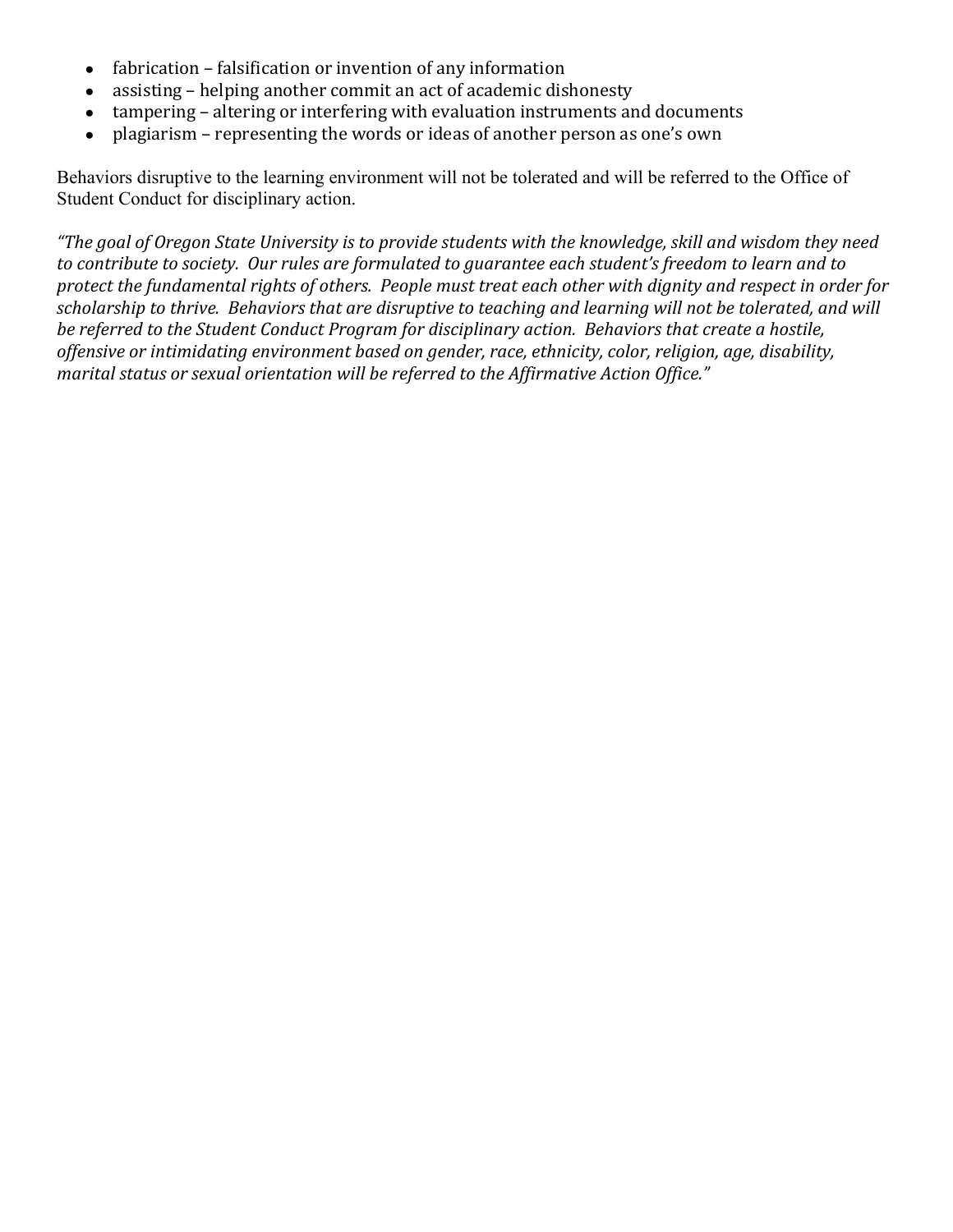- fabrication – falsification or invention of any information
- assisting – helping another commit an act of academic dishonesty
- tampering – altering or interfering with evaluation instruments and documents
- plagiarism – representing the words or ideas of another person as one's own

Behaviors disruptive to the learning environment will not be tolerated and will be referred to the Office of Student Conduct for disciplinary action.

*"The goal of Oregon State University is to provide students with the knowledge, skill and wisdom they need to contribute to society. Our rules are formulated to guarantee each student's freedom to learn and to protect the fundamental rights of others. People must treat each other with dignity and respect in order for scholarship to thrive. Behaviors that are disruptive to teaching and learning will not be tolerated, and will be referred to the Student Conduct Program for disciplinary action. Behaviors that create a hostile, offensive or intimidating environment based on gender, race, ethnicity, color, religion, age, disability, marital status or sexual orientation will be referred to the Affirmative Action Office."*